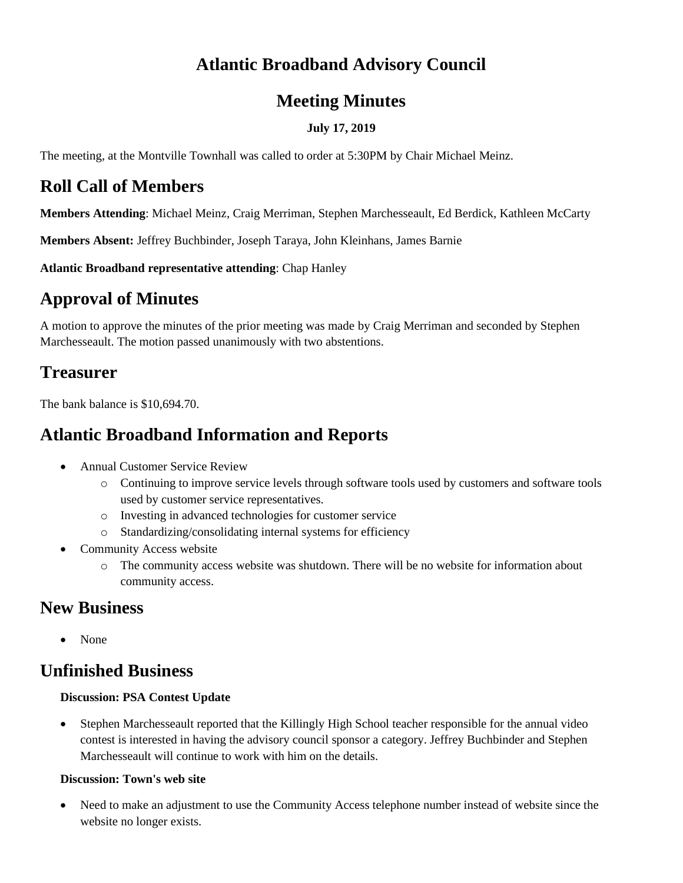# Atlantic Broadband Advisory Council

# Meeting Minutes

**July 17, 2019**

The meeting, at the Montville Townhall was called to order at 5:30PM by Chair Michael Meinz.

## Roll Call of Members

**Members Attending**: Michael Meinz, Craig Merriman, Stephen Marchesseault, Ed Berdick, Kathleen McCarty

**Members Absent:** Jeffrey Buchbinder, Joseph Taraya, John Kleinhans, James Barnie

**Atlantic Broadband representative attending**: Chap Hanley

## Approval of Minutes

A motion to approve the minutes of the prior meeting was made by Craig Merriman and seconded by Stephen Marchesseault. The motion passed unanimously with two abstentions.

## Treasurer

The bank balance is $10,694.70.

## Atlantic Broadband Information and Reports

- Annual Customer Service Review
  - Continuing to improve service levels through software tools used by customers and software tools used by customer service representatives.
  - Investing in advanced technologies for customer service
  - Standardizing/consolidating internal systems for efficiency
- Community Access website
  - The community access website was shutdown. There will be no website for information about community access.

## New Business

- None

## Unfinished Business

**Discussion: PSA Contest Update**

- Stephen Marchesseault reported that the Killingly High School teacher responsible for the annual video contest is interested in having the advisory council sponsor a category. Jeffrey Buchbinder and Stephen Marchesseault will continue to work with him on the details.

**Discussion: Town's web site**

- Need to make an adjustment to use the Community Access telephone number instead of website since the website no longer exists.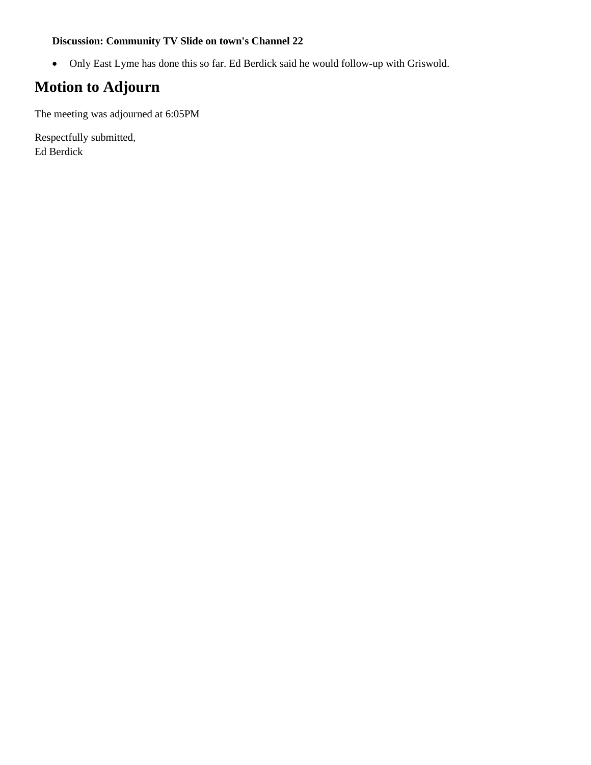**Discussion: Community TV Slide on town's Channel 22**

- Only East Lyme has done this so far. Ed Berdick said he would follow-up with Griswold.

## Motion to Adjourn

The meeting was adjourned at 6:05PM

Respectfully submitted,
Ed Berdick